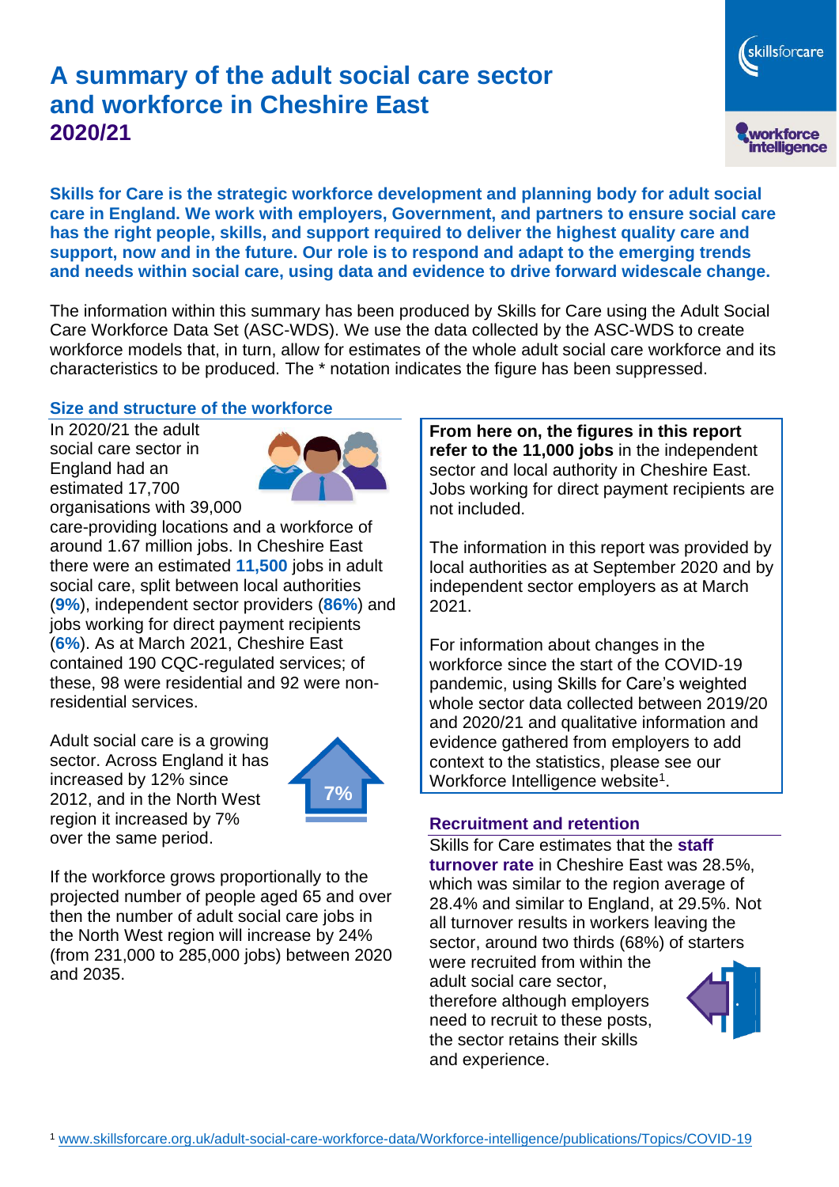# A summary of the adult social care sector and workforce in Cheshire East

## 2020/21

**Skills for Care is the strategic workforce development and planning body for adult social care in England. We work with employers, Government, and partners to ensure social care has the right people, skills, and support required to deliver the highest quality care and support, now and in the future. Our role is to respond and adapt to the emerging trends and needs within social care, using data and evidence to drive forward widescale change.**

The information within this summary has been produced by Skills for Care using the Adult Social Care Workforce Data Set (ASC-WDS). We use the data collected by the ASC-WDS to create workforce models that, in turn, allow for estimates of the whole adult social care workforce and its characteristics to be produced. The * notation indicates the figure has been suppressed.

### Size and structure of the workforce

In 2020/21 the adult social care sector in England had an estimated 17,700 organisations with 39,000 care-providing locations and a workforce of around 1.67 million jobs. In Cheshire East there were an estimated **11,500** jobs in adult social care, split between local authorities (**9%**), independent sector providers (**86%**) and jobs working for direct payment recipients (**6%**). As at March 2021, Cheshire East contained 190 CQC-regulated services; of these, 98 were residential and 92 were non-residential services.

Adult social care is a growing sector. Across England it has increased by 12% since 2012, and in the North West region it increased by 7% over the same period.

7%

If the workforce grows proportionally to the projected number of people aged 65 and over then the number of adult social care jobs in the North West region will increase by 24% (from 231,000 to 285,000 jobs) between 2020 and 2035.

**From here on, the figures in this report refer to the 11,000 jobs** in the independent sector and local authority in Cheshire East. Jobs working for direct payment recipients are not included.

The information in this report was provided by local authorities as at September 2020 and by independent sector employers as at March 2021.

For information about changes in the workforce since the start of the COVID-19 pandemic, using Skills for Care's weighted whole sector data collected between 2019/20 and 2020/21 and qualitative information and evidence gathered from employers to add context to the statistics, please see our Workforce Intelligence website[1].

### Recruitment and retention

Skills for Care estimates that the **staff turnover rate** in Cheshire East was 28.5%, which was similar to the region average of 28.4% and similar to England, at 29.5%. Not all turnover results in workers leaving the sector, around two thirds (68%) of starters were recruited from within the adult social care sector, therefore although employers need to recruit to these posts, the sector retains their skills and experience.

[1] www.skillsforcare.org.uk/adult-social-care-workforce-data/Workforce-intelligence/publications/Topics/COVID-19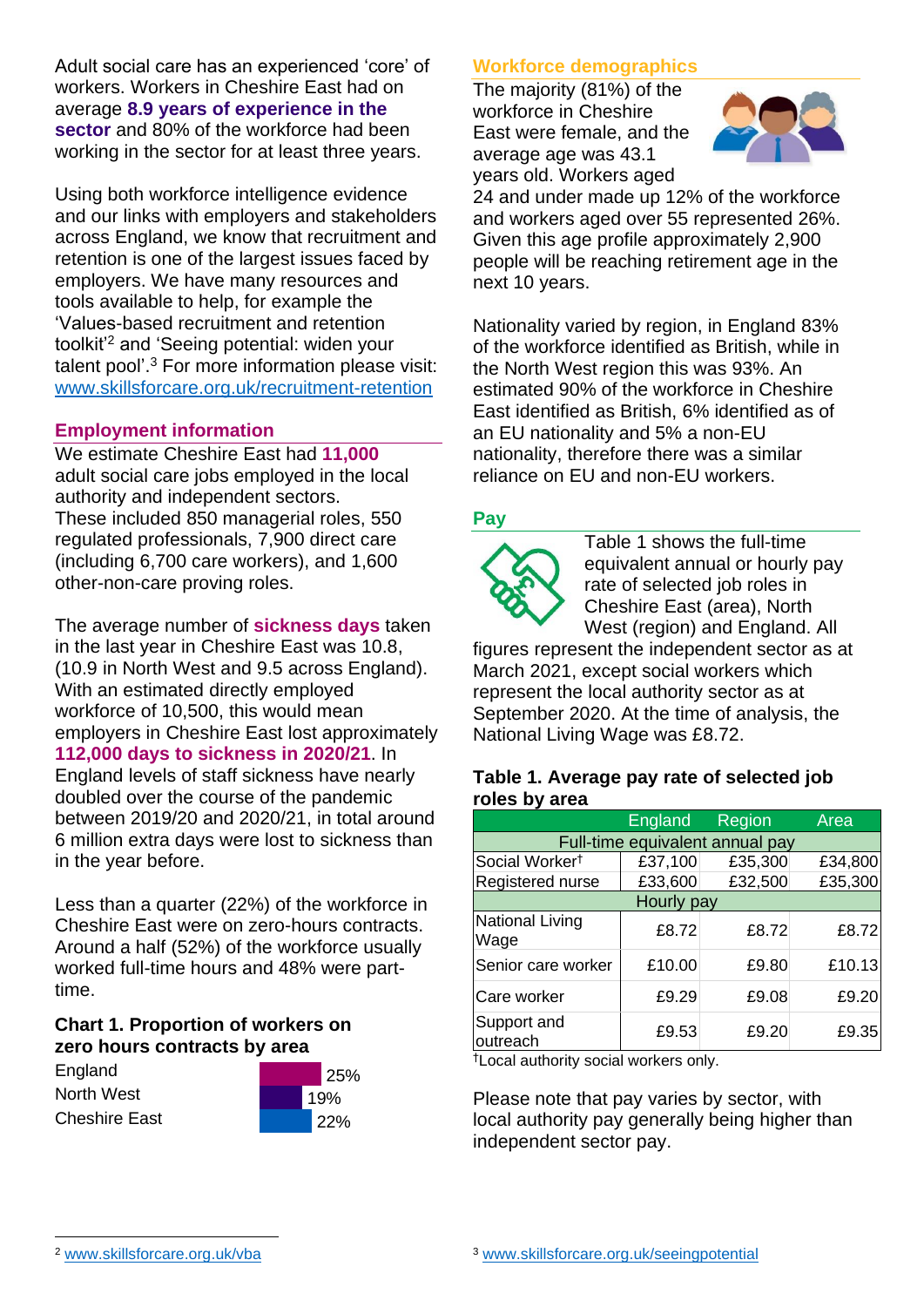Adult social care has an experienced 'core' of workers. Workers in Cheshire East had on average **8.9 years of experience in the sector** and 80% of the workforce had been working in the sector for at least three years.

Using both workforce intelligence evidence and our links with employers and stakeholders across England, we know that recruitment and retention is one of the largest issues faced by employers. We have many resources and tools available to help, for example the 'Values-based recruitment and retention toolkit'[2] and 'Seeing potential: widen your talent pool'.[3] For more information please visit: www.skillsforcare.org.uk/recruitment-retention

## Employment information

We estimate Cheshire East had **11,000** adult social care jobs employed in the local authority and independent sectors. These included 850 managerial roles, 550 regulated professionals, 7,900 direct care (including 6,700 care workers), and 1,600 other-non-care proving roles.

The average number of **sickness days** taken in the last year in Cheshire East was 10.8, (10.9 in North West and 9.5 across England). With an estimated directly employed workforce of 10,500, this would mean employers in Cheshire East lost approximately **112,000 days to sickness in 2020/21**. In England levels of staff sickness have nearly doubled over the course of the pandemic between 2019/20 and 2020/21, in total around 6 million extra days were lost to sickness than in the year before.

Less than a quarter (22%) of the workforce in Cheshire East were on zero-hours contracts. Around a half (52%) of the workforce usually worked full-time hours and 48% were part-time.

### Chart 1. Proportion of workers on zero hours contracts by area

| Area | Proportion |
|---|---|
| England | 25% |
| North West | 19% |
| Cheshire East | 22% |

## Workforce demographics

The majority (81%) of the workforce in Cheshire East were female, and the average age was 43.1 years old. Workers aged 24 and under made up 12% of the workforce and workers aged over 55 represented 26%. Given this age profile approximately 2,900 people will be reaching retirement age in the next 10 years.

Nationality varied by region, in England 83% of the workforce identified as British, while in the North West region this was 93%. An estimated 90% of the workforce in Cheshire East identified as British, 6% identified as of an EU nationality and 5% a non-EU nationality, therefore there was a similar reliance on EU and non-EU workers.

## Pay

Table 1 shows the full-time equivalent annual or hourly pay rate of selected job roles in Cheshire East (area), North West (region) and England. All figures represent the independent sector as at March 2021, except social workers which represent the local authority sector as at September 2020. At the time of analysis, the National Living Wage was £8.72.

### Table 1. Average pay rate of selected job roles by area

| | England | Region | Area |
|---|---|---|---|
| **Full-time equivalent annual pay** | | | |
| Social Worker† | £37,100 | £35,300 | £34,800 |
| Registered nurse | £33,600 | £32,500 | £35,300 |
| **Hourly pay** | | | |
| National Living Wage | £8.72 | £8.72 | £8.72 |
| Senior care worker | £10.00 | £9.80 | £10.13 |
| Care worker | £9.29 | £9.08 | £9.20 |
| Support and outreach | £9.53 | £9.20 | £9.35 |

†Local authority social workers only.

Please note that pay varies by sector, with local authority pay generally being higher than independent sector pay.

[2] www.skillsforcare.org.uk/vba

[3] www.skillsforcare.org.uk/seeingpotential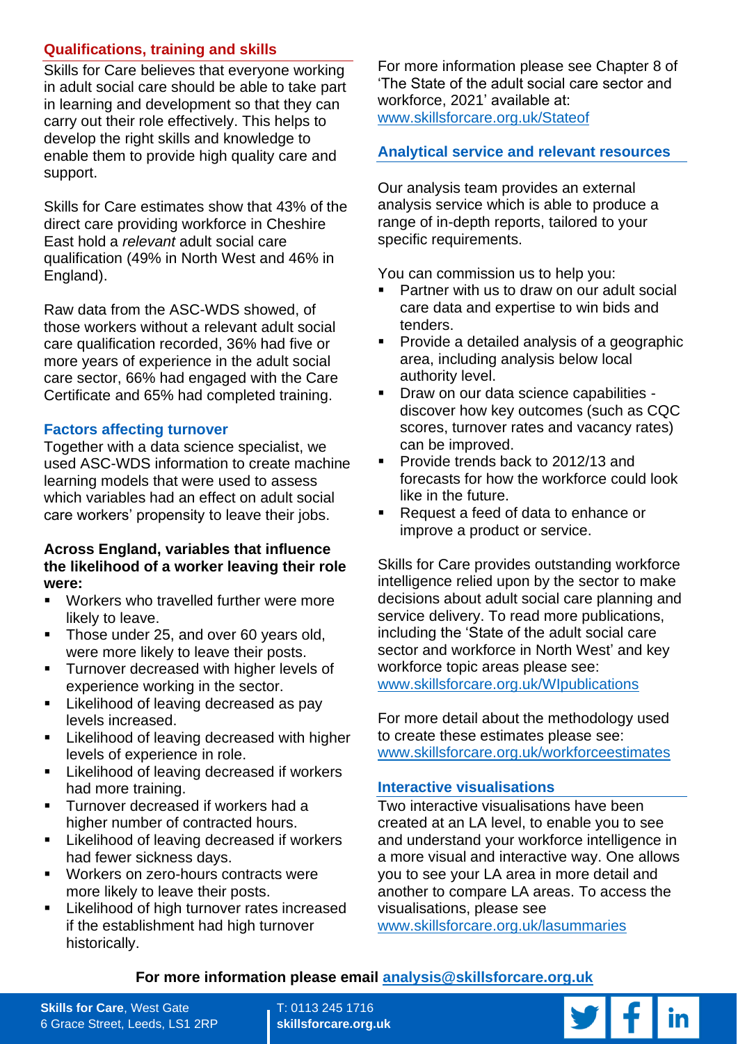## Qualifications, training and skills

Skills for Care believes that everyone working in adult social care should be able to take part in learning and development so that they can carry out their role effectively. This helps to develop the right skills and knowledge to enable them to provide high quality care and support.

Skills for Care estimates show that 43% of the direct care providing workforce in Cheshire East hold a *relevant* adult social care qualification (49% in North West and 46% in England).

Raw data from the ASC-WDS showed, of those workers without a relevant adult social care qualification recorded, 36% had five or more years of experience in the adult social care sector, 66% had engaged with the Care Certificate and 65% had completed training.

## Factors affecting turnover

Together with a data science specialist, we used ASC-WDS information to create machine learning models that were used to assess which variables had an effect on adult social care workers' propensity to leave their jobs.

**Across England, variables that influence the likelihood of a worker leaving their role were:**

- Workers who travelled further were more likely to leave.
- Those under 25, and over 60 years old, were more likely to leave their posts.
- Turnover decreased with higher levels of experience working in the sector.
- Likelihood of leaving decreased as pay levels increased.
- Likelihood of leaving decreased with higher levels of experience in role.
- Likelihood of leaving decreased if workers had more training.
- Turnover decreased if workers had a higher number of contracted hours.
- Likelihood of leaving decreased if workers had fewer sickness days.
- Workers on zero-hours contracts were more likely to leave their posts.
- Likelihood of high turnover rates increased if the establishment had high turnover historically.

For more information please see Chapter 8 of 'The State of the adult social care sector and workforce, 2021' available at: www.skillsforcare.org.uk/Stateof

## Analytical service and relevant resources

Our analysis team provides an external analysis service which is able to produce a range of in-depth reports, tailored to your specific requirements.

You can commission us to help you:

- Partner with us to draw on our adult social care data and expertise to win bids and tenders.
- Provide a detailed analysis of a geographic area, including analysis below local authority level.
- Draw on our data science capabilities - discover how key outcomes (such as CQC scores, turnover rates and vacancy rates) can be improved.
- Provide trends back to 2012/13 and forecasts for how the workforce could look like in the future.
- Request a feed of data to enhance or improve a product or service.

Skills for Care provides outstanding workforce intelligence relied upon by the sector to make decisions about adult social care planning and service delivery. To read more publications, including the 'State of the adult social care sector and workforce in North West' and key workforce topic areas please see: www.skillsforcare.org.uk/WIpublications

For more detail about the methodology used to create these estimates please see: www.skillsforcare.org.uk/workforceestimates

## Interactive visualisations

Two interactive visualisations have been created at an LA level, to enable you to see and understand your workforce intelligence in a more visual and interactive way. One allows you to see your LA area in more detail and another to compare LA areas. To access the visualisations, please see www.skillsforcare.org.uk/lasummaries

**For more information please email analysis@skillsforcare.org.uk**

**Skills for Care**, West Gate
6 Grace Street, Leeds, LS1 2RP

T: 0113 245 1716
**skillsforcare.org.uk**